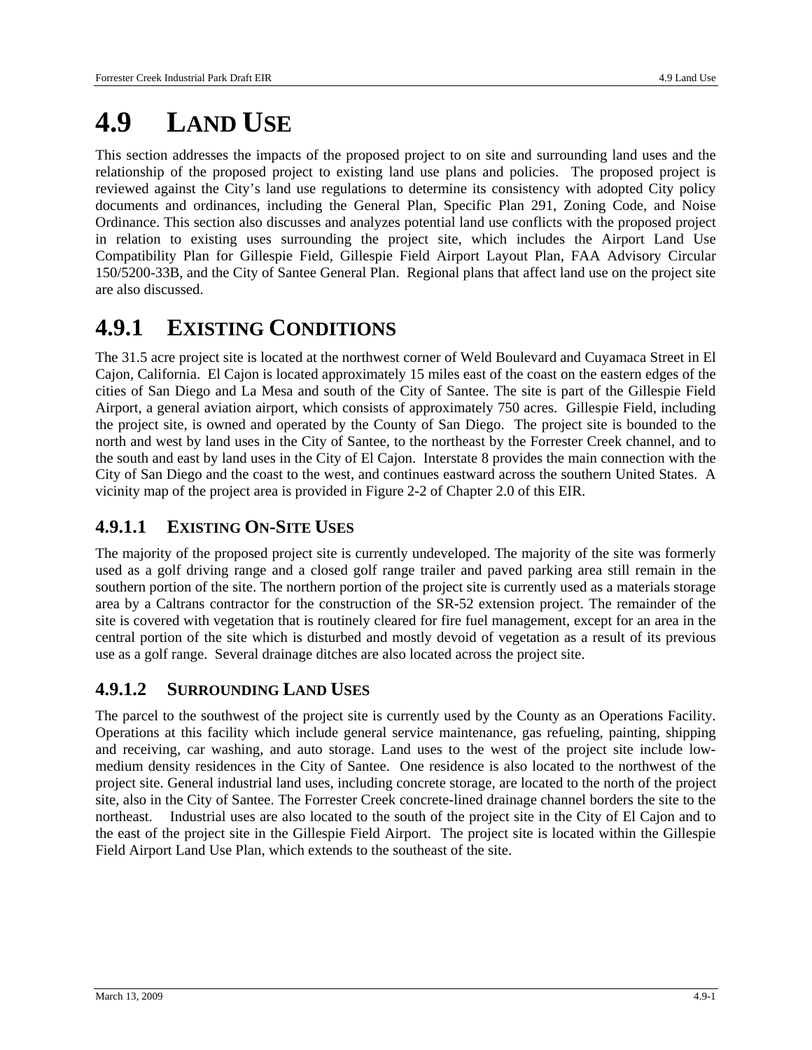# 4.9 LAND USE

This section addresses the impacts of the proposed project to on site and surrounding land uses and the relationship of the proposed project to existing land use plans and policies. The proposed project is reviewed against the City's land use regulations to determine its consistency with adopted City policy documents and ordinances, including the General Plan, Specific Plan 291, Zoning Code, and Noise Ordinance. This section also discusses and analyzes potential land use conflicts with the proposed project in relation to existing uses surrounding the project site, which includes the Airport Land Use Compatibility Plan for Gillespie Field, Gillespie Field Airport Layout Plan, FAA Advisory Circular 150/5200-33B, and the City of Santee General Plan. Regional plans that affect land use on the project site are also discussed.

## 4.9.1 EXISTING CONDITIONS

The 31.5 acre project site is located at the northwest corner of Weld Boulevard and Cuyamaca Street in El Cajon, California. El Cajon is located approximately 15 miles east of the coast on the eastern edges of the cities of San Diego and La Mesa and south of the City of Santee. The site is part of the Gillespie Field Airport, a general aviation airport, which consists of approximately 750 acres. Gillespie Field, including the project site, is owned and operated by the County of San Diego. The project site is bounded to the north and west by land uses in the City of Santee, to the northeast by the Forrester Creek channel, and to the south and east by land uses in the City of El Cajon. Interstate 8 provides the main connection with the City of San Diego and the coast to the west, and continues eastward across the southern United States. A vicinity map of the project area is provided in Figure 2-2 of Chapter 2.0 of this EIR.

### 4.9.1.1 EXISTING ON-SITE USES

The majority of the proposed project site is currently undeveloped. The majority of the site was formerly used as a golf driving range and a closed golf range trailer and paved parking area still remain in the southern portion of the site. The northern portion of the project site is currently used as a materials storage area by a Caltrans contractor for the construction of the SR-52 extension project. The remainder of the site is covered with vegetation that is routinely cleared for fire fuel management, except for an area in the central portion of the site which is disturbed and mostly devoid of vegetation as a result of its previous use as a golf range. Several drainage ditches are also located across the project site.

### 4.9.1.2 SURROUNDING LAND USES

The parcel to the southwest of the project site is currently used by the County as an Operations Facility. Operations at this facility which include general service maintenance, gas refueling, painting, shipping and receiving, car washing, and auto storage. Land uses to the west of the project site include low-medium density residences in the City of Santee. One residence is also located to the northwest of the project site. General industrial land uses, including concrete storage, are located to the north of the project site, also in the City of Santee. The Forrester Creek concrete-lined drainage channel borders the site to the northeast. Industrial uses are also located to the south of the project site in the City of El Cajon and to the east of the project site in the Gillespie Field Airport. The project site is located within the Gillespie Field Airport Land Use Plan, which extends to the southeast of the site.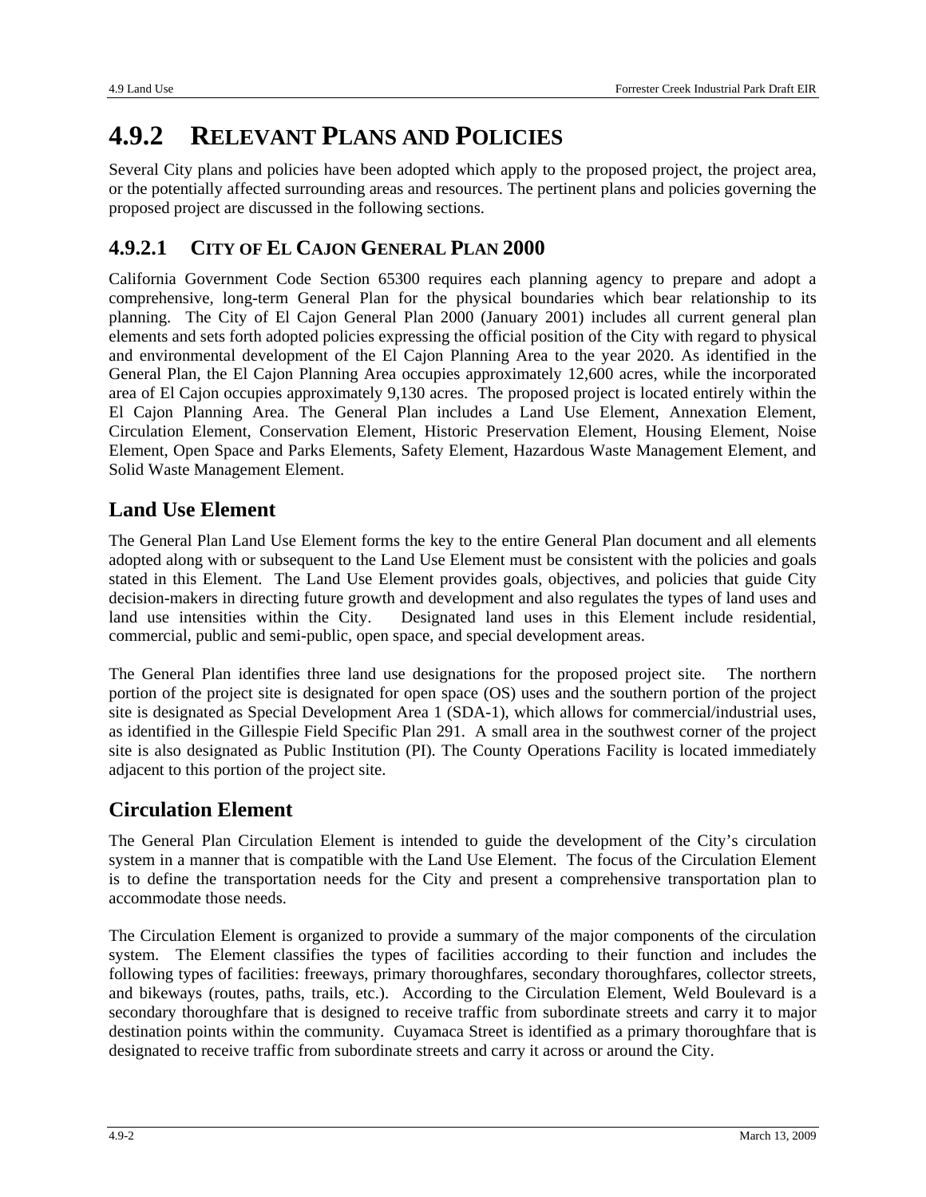# 4.9.2 RELEVANT PLANS AND POLICIES

Several City plans and policies have been adopted which apply to the proposed project, the project area, or the potentially affected surrounding areas and resources. The pertinent plans and policies governing the proposed project are discussed in the following sections.

## 4.9.2.1 CITY OF EL CAJON GENERAL PLAN 2000

California Government Code Section 65300 requires each planning agency to prepare and adopt a comprehensive, long-term General Plan for the physical boundaries which bear relationship to its planning. The City of El Cajon General Plan 2000 (January 2001) includes all current general plan elements and sets forth adopted policies expressing the official position of the City with regard to physical and environmental development of the El Cajon Planning Area to the year 2020. As identified in the General Plan, the El Cajon Planning Area occupies approximately 12,600 acres, while the incorporated area of El Cajon occupies approximately 9,130 acres. The proposed project is located entirely within the El Cajon Planning Area. The General Plan includes a Land Use Element, Annexation Element, Circulation Element, Conservation Element, Historic Preservation Element, Housing Element, Noise Element, Open Space and Parks Elements, Safety Element, Hazardous Waste Management Element, and Solid Waste Management Element.

### Land Use Element

The General Plan Land Use Element forms the key to the entire General Plan document and all elements adopted along with or subsequent to the Land Use Element must be consistent with the policies and goals stated in this Element. The Land Use Element provides goals, objectives, and policies that guide City decision-makers in directing future growth and development and also regulates the types of land uses and land use intensities within the City. Designated land uses in this Element include residential, commercial, public and semi-public, open space, and special development areas.

The General Plan identifies three land use designations for the proposed project site. The northern portion of the project site is designated for open space (OS) uses and the southern portion of the project site is designated as Special Development Area 1 (SDA-1), which allows for commercial/industrial uses, as identified in the Gillespie Field Specific Plan 291. A small area in the southwest corner of the project site is also designated as Public Institution (PI). The County Operations Facility is located immediately adjacent to this portion of the project site.

### Circulation Element

The General Plan Circulation Element is intended to guide the development of the City's circulation system in a manner that is compatible with the Land Use Element. The focus of the Circulation Element is to define the transportation needs for the City and present a comprehensive transportation plan to accommodate those needs.

The Circulation Element is organized to provide a summary of the major components of the circulation system. The Element classifies the types of facilities according to their function and includes the following types of facilities: freeways, primary thoroughfares, secondary thoroughfares, collector streets, and bikeways (routes, paths, trails, etc.). According to the Circulation Element, Weld Boulevard is a secondary thoroughfare that is designed to receive traffic from subordinate streets and carry it to major destination points within the community. Cuyamaca Street is identified as a primary thoroughfare that is designated to receive traffic from subordinate streets and carry it across or around the City.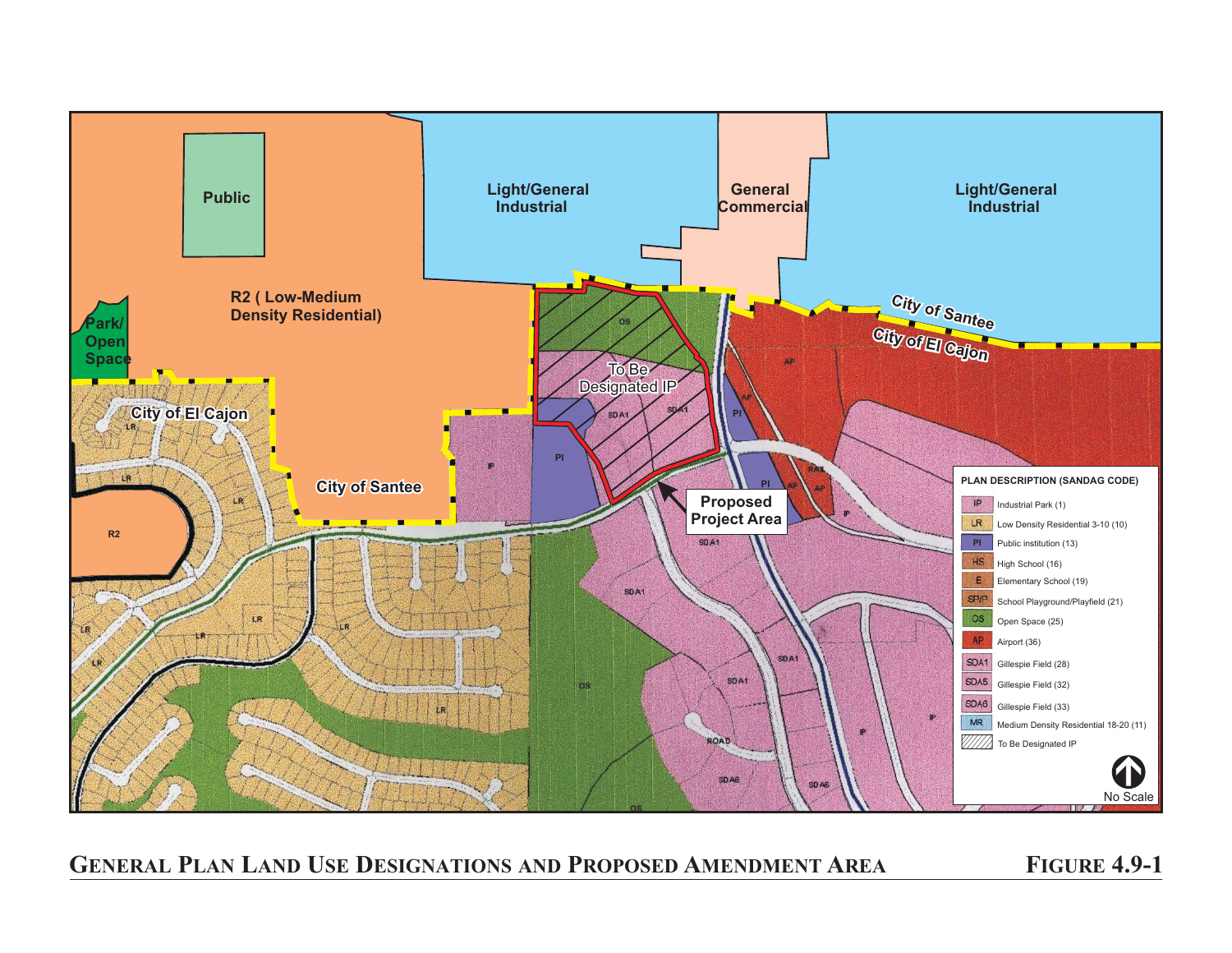Light/General Industrial

General Commercial

Light/General Industrial

Public

R2 ( Low-Medium Density Residential)

Park/ Open Space

City of Santee

City of El Cajon

City of El Cajon

City of Santee

To Be Designated IP

Proposed Project Area

**PLAN DESCRIPTION (SANDAG CODE)**

| Code | Description |
|---|---|
| IP | Industrial Park (1) |
| LR | Low Density Residential 3-10 (10) |
| PI | Public institution (13) |
| HS | High School (16) |
| E | Elementary School (19) |
| SP/P | School Playground/Playfield (21) |
| OS | Open Space (25) |
| AP | Airport (36) |
| SDA1 | Gillespie Field (28) |
| SDA5 | Gillespie Field (32) |
| SDA6 | Gillespie Field (33) |
| MR | Medium Density Residential 18-20 (11) |
| (hatched) | To Be Designated IP |

No Scale

**GENERAL PLAN LAND USE DESIGNATIONS AND PROPOSED AMENDMENT AREA** **FIGURE 4.9-1**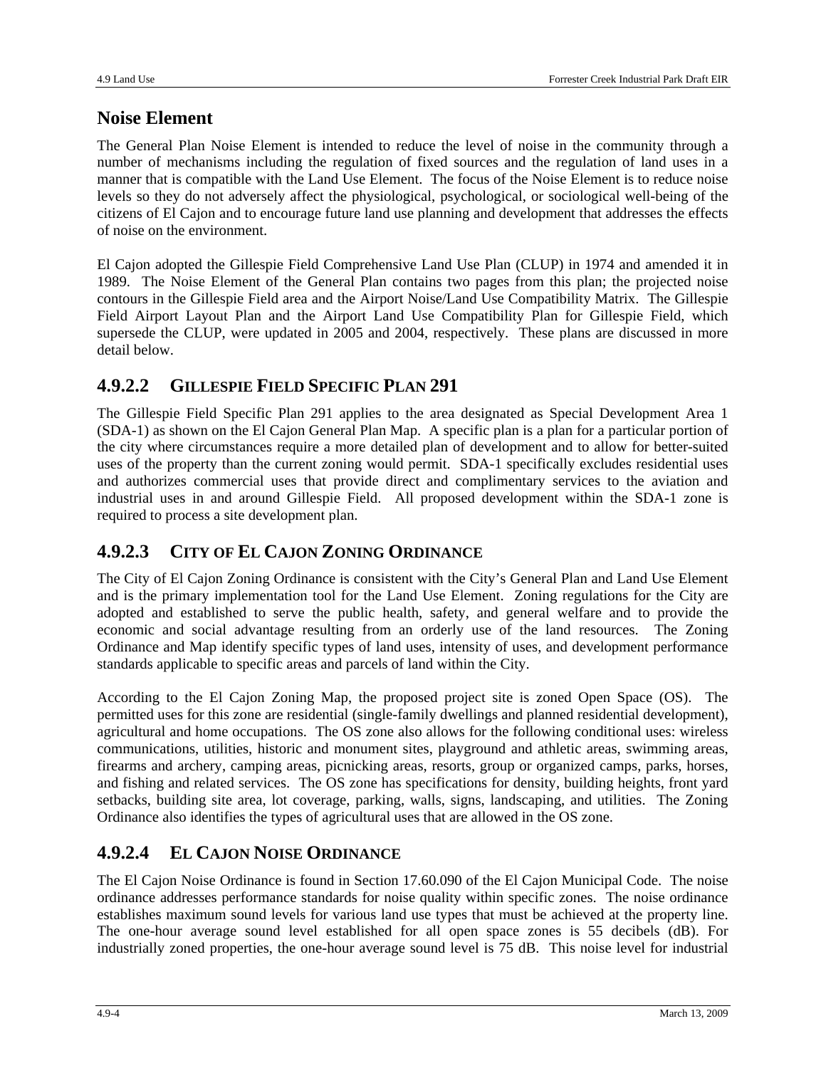## Noise Element

The General Plan Noise Element is intended to reduce the level of noise in the community through a number of mechanisms including the regulation of fixed sources and the regulation of land uses in a manner that is compatible with the Land Use Element. The focus of the Noise Element is to reduce noise levels so they do not adversely affect the physiological, psychological, or sociological well-being of the citizens of El Cajon and to encourage future land use planning and development that addresses the effects of noise on the environment.

El Cajon adopted the Gillespie Field Comprehensive Land Use Plan (CLUP) in 1974 and amended it in 1989. The Noise Element of the General Plan contains two pages from this plan; the projected noise contours in the Gillespie Field area and the Airport Noise/Land Use Compatibility Matrix. The Gillespie Field Airport Layout Plan and the Airport Land Use Compatibility Plan for Gillespie Field, which supersede the CLUP, were updated in 2005 and 2004, respectively. These plans are discussed in more detail below.

## 4.9.2.2 GILLESPIE FIELD SPECIFIC PLAN 291

The Gillespie Field Specific Plan 291 applies to the area designated as Special Development Area 1 (SDA-1) as shown on the El Cajon General Plan Map. A specific plan is a plan for a particular portion of the city where circumstances require a more detailed plan of development and to allow for better-suited uses of the property than the current zoning would permit. SDA-1 specifically excludes residential uses and authorizes commercial uses that provide direct and complimentary services to the aviation and industrial uses in and around Gillespie Field. All proposed development within the SDA-1 zone is required to process a site development plan.

## 4.9.2.3 CITY OF EL CAJON ZONING ORDINANCE

The City of El Cajon Zoning Ordinance is consistent with the City's General Plan and Land Use Element and is the primary implementation tool for the Land Use Element. Zoning regulations for the City are adopted and established to serve the public health, safety, and general welfare and to provide the economic and social advantage resulting from an orderly use of the land resources. The Zoning Ordinance and Map identify specific types of land uses, intensity of uses, and development performance standards applicable to specific areas and parcels of land within the City.

According to the El Cajon Zoning Map, the proposed project site is zoned Open Space (OS). The permitted uses for this zone are residential (single-family dwellings and planned residential development), agricultural and home occupations. The OS zone also allows for the following conditional uses: wireless communications, utilities, historic and monument sites, playground and athletic areas, swimming areas, firearms and archery, camping areas, picnicking areas, resorts, group or organized camps, parks, horses, and fishing and related services. The OS zone has specifications for density, building heights, front yard setbacks, building site area, lot coverage, parking, walls, signs, landscaping, and utilities. The Zoning Ordinance also identifies the types of agricultural uses that are allowed in the OS zone.

## 4.9.2.4 EL CAJON NOISE ORDINANCE

The El Cajon Noise Ordinance is found in Section 17.60.090 of the El Cajon Municipal Code. The noise ordinance addresses performance standards for noise quality within specific zones. The noise ordinance establishes maximum sound levels for various land use types that must be achieved at the property line. The one-hour average sound level established for all open space zones is 55 decibels (dB). For industrially zoned properties, the one-hour average sound level is 75 dB. This noise level for industrial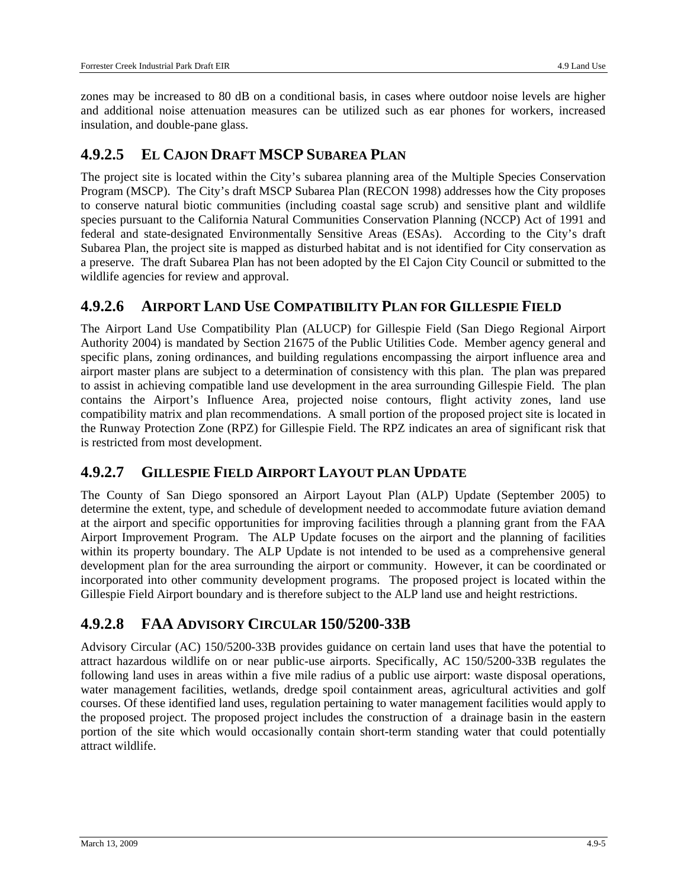zones may be increased to 80 dB on a conditional basis, in cases where outdoor noise levels are higher and additional noise attenuation measures can be utilized such as ear phones for workers, increased insulation, and double-pane glass.

### 4.9.2.5 EL CAJON DRAFT MSCP SUBAREA PLAN

The project site is located within the City's subarea planning area of the Multiple Species Conservation Program (MSCP). The City's draft MSCP Subarea Plan (RECON 1998) addresses how the City proposes to conserve natural biotic communities (including coastal sage scrub) and sensitive plant and wildlife species pursuant to the California Natural Communities Conservation Planning (NCCP) Act of 1991 and federal and state-designated Environmentally Sensitive Areas (ESAs). According to the City's draft Subarea Plan, the project site is mapped as disturbed habitat and is not identified for City conservation as a preserve. The draft Subarea Plan has not been adopted by the El Cajon City Council or submitted to the wildlife agencies for review and approval.

### 4.9.2.6 AIRPORT LAND USE COMPATIBILITY PLAN FOR GILLESPIE FIELD

The Airport Land Use Compatibility Plan (ALUCP) for Gillespie Field (San Diego Regional Airport Authority 2004) is mandated by Section 21675 of the Public Utilities Code. Member agency general and specific plans, zoning ordinances, and building regulations encompassing the airport influence area and airport master plans are subject to a determination of consistency with this plan. The plan was prepared to assist in achieving compatible land use development in the area surrounding Gillespie Field. The plan contains the Airport's Influence Area, projected noise contours, flight activity zones, land use compatibility matrix and plan recommendations. A small portion of the proposed project site is located in the Runway Protection Zone (RPZ) for Gillespie Field. The RPZ indicates an area of significant risk that is restricted from most development.

### 4.9.2.7 GILLESPIE FIELD AIRPORT LAYOUT PLAN UPDATE

The County of San Diego sponsored an Airport Layout Plan (ALP) Update (September 2005) to determine the extent, type, and schedule of development needed to accommodate future aviation demand at the airport and specific opportunities for improving facilities through a planning grant from the FAA Airport Improvement Program. The ALP Update focuses on the airport and the planning of facilities within its property boundary. The ALP Update is not intended to be used as a comprehensive general development plan for the area surrounding the airport or community. However, it can be coordinated or incorporated into other community development programs. The proposed project is located within the Gillespie Field Airport boundary and is therefore subject to the ALP land use and height restrictions.

### 4.9.2.8 FAA ADVISORY CIRCULAR 150/5200-33B

Advisory Circular (AC) 150/5200-33B provides guidance on certain land uses that have the potential to attract hazardous wildlife on or near public-use airports. Specifically, AC 150/5200-33B regulates the following land uses in areas within a five mile radius of a public use airport: waste disposal operations, water management facilities, wetlands, dredge spoil containment areas, agricultural activities and golf courses. Of these identified land uses, regulation pertaining to water management facilities would apply to the proposed project. The proposed project includes the construction of a drainage basin in the eastern portion of the site which would occasionally contain short-term standing water that could potentially attract wildlife.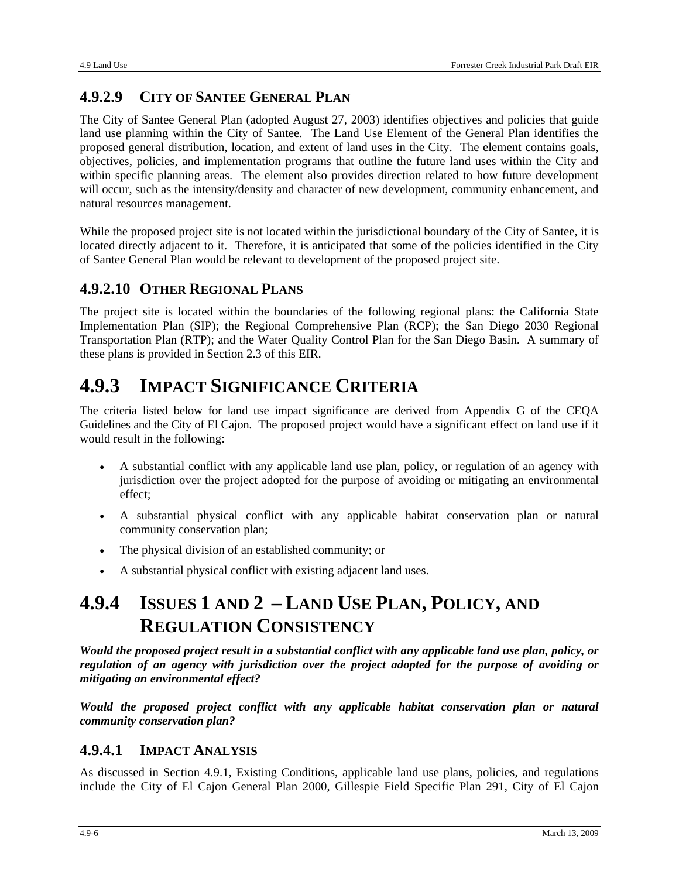### 4.9.2.9 City of Santee General Plan

The City of Santee General Plan (adopted August 27, 2003) identifies objectives and policies that guide land use planning within the City of Santee. The Land Use Element of the General Plan identifies the proposed general distribution, location, and extent of land uses in the City. The element contains goals, objectives, policies, and implementation programs that outline the future land uses within the City and within specific planning areas. The element also provides direction related to how future development will occur, such as the intensity/density and character of new development, community enhancement, and natural resources management.

While the proposed project site is not located within the jurisdictional boundary of the City of Santee, it is located directly adjacent to it. Therefore, it is anticipated that some of the policies identified in the City of Santee General Plan would be relevant to development of the proposed project site.

### 4.9.2.10 Other Regional Plans

The project site is located within the boundaries of the following regional plans: the California State Implementation Plan (SIP); the Regional Comprehensive Plan (RCP); the San Diego 2030 Regional Transportation Plan (RTP); and the Water Quality Control Plan for the San Diego Basin. A summary of these plans is provided in Section 2.3 of this EIR.

## 4.9.3 Impact Significance Criteria

The criteria listed below for land use impact significance are derived from Appendix G of the CEQA Guidelines and the City of El Cajon. The proposed project would have a significant effect on land use if it would result in the following:

- A substantial conflict with any applicable land use plan, policy, or regulation of an agency with jurisdiction over the project adopted for the purpose of avoiding or mitigating an environmental effect;
- A substantial physical conflict with any applicable habitat conservation plan or natural community conservation plan;
- The physical division of an established community; or
- A substantial physical conflict with existing adjacent land uses.

## 4.9.4 Issues 1 and 2 – Land Use Plan, Policy, and Regulation Consistency

***Would the proposed project result in a substantial conflict with any applicable land use plan, policy, or regulation of an agency with jurisdiction over the project adopted for the purpose of avoiding or mitigating an environmental effect?***

***Would the proposed project conflict with any applicable habitat conservation plan or natural community conservation plan?***

### 4.9.4.1 Impact Analysis

As discussed in Section 4.9.1, Existing Conditions, applicable land use plans, policies, and regulations include the City of El Cajon General Plan 2000, Gillespie Field Specific Plan 291, City of El Cajon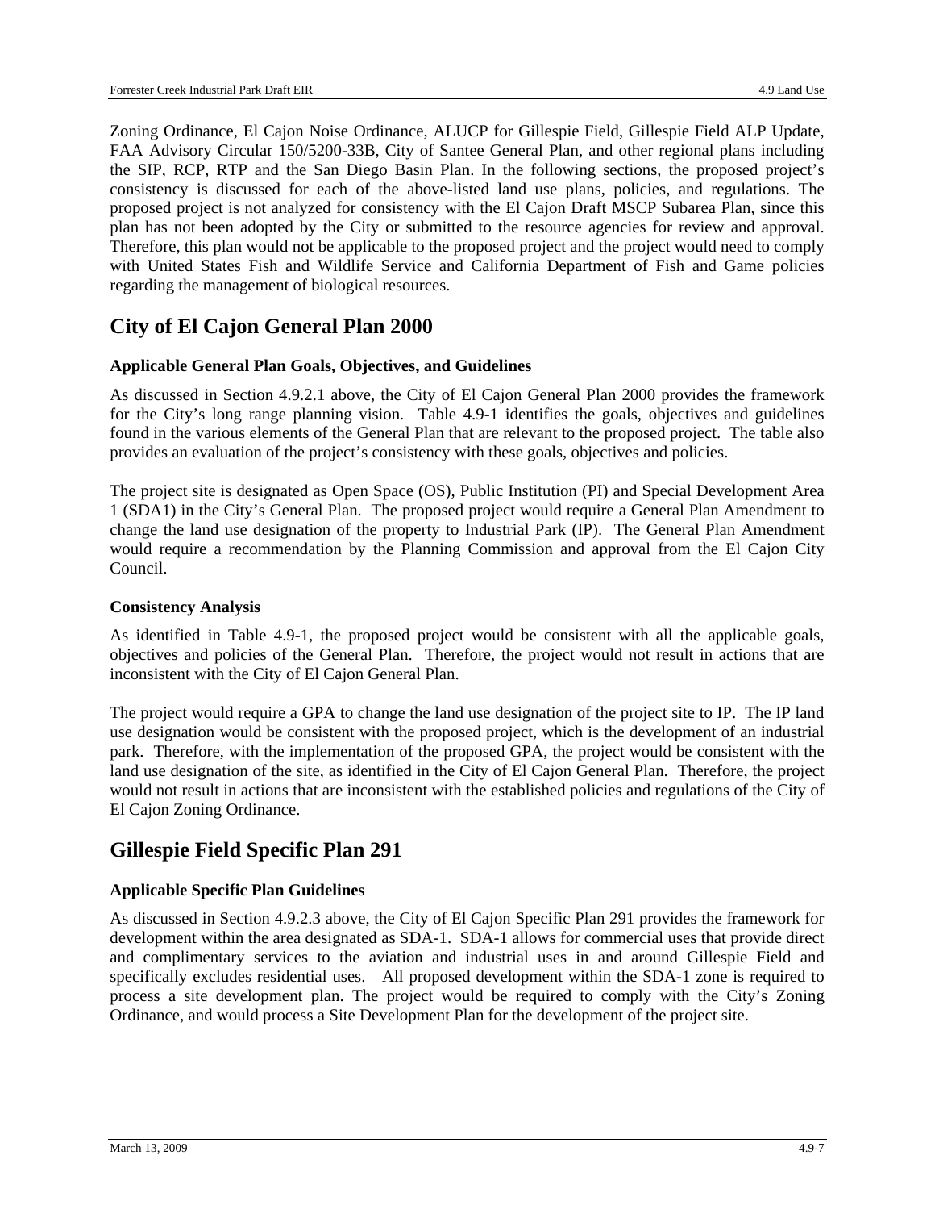Zoning Ordinance, El Cajon Noise Ordinance, ALUCP for Gillespie Field, Gillespie Field ALP Update, FAA Advisory Circular 150/5200-33B, City of Santee General Plan, and other regional plans including the SIP, RCP, RTP and the San Diego Basin Plan. In the following sections, the proposed project's consistency is discussed for each of the above-listed land use plans, policies, and regulations. The proposed project is not analyzed for consistency with the El Cajon Draft MSCP Subarea Plan, since this plan has not been adopted by the City or submitted to the resource agencies for review and approval. Therefore, this plan would not be applicable to the proposed project and the project would need to comply with United States Fish and Wildlife Service and California Department of Fish and Game policies regarding the management of biological resources.

## City of El Cajon General Plan 2000

### Applicable General Plan Goals, Objectives, and Guidelines

As discussed in Section 4.9.2.1 above, the City of El Cajon General Plan 2000 provides the framework for the City's long range planning vision. Table 4.9-1 identifies the goals, objectives and guidelines found in the various elements of the General Plan that are relevant to the proposed project. The table also provides an evaluation of the project's consistency with these goals, objectives and policies.

The project site is designated as Open Space (OS), Public Institution (PI) and Special Development Area 1 (SDA1) in the City's General Plan. The proposed project would require a General Plan Amendment to change the land use designation of the property to Industrial Park (IP). The General Plan Amendment would require a recommendation by the Planning Commission and approval from the El Cajon City Council.

### Consistency Analysis

As identified in Table 4.9-1, the proposed project would be consistent with all the applicable goals, objectives and policies of the General Plan. Therefore, the project would not result in actions that are inconsistent with the City of El Cajon General Plan.

The project would require a GPA to change the land use designation of the project site to IP. The IP land use designation would be consistent with the proposed project, which is the development of an industrial park. Therefore, with the implementation of the proposed GPA, the project would be consistent with the land use designation of the site, as identified in the City of El Cajon General Plan. Therefore, the project would not result in actions that are inconsistent with the established policies and regulations of the City of El Cajon Zoning Ordinance.

## Gillespie Field Specific Plan 291

### Applicable Specific Plan Guidelines

As discussed in Section 4.9.2.3 above, the City of El Cajon Specific Plan 291 provides the framework for development within the area designated as SDA-1. SDA-1 allows for commercial uses that provide direct and complimentary services to the aviation and industrial uses in and around Gillespie Field and specifically excludes residential uses. All proposed development within the SDA-1 zone is required to process a site development plan. The project would be required to comply with the City's Zoning Ordinance, and would process a Site Development Plan for the development of the project site.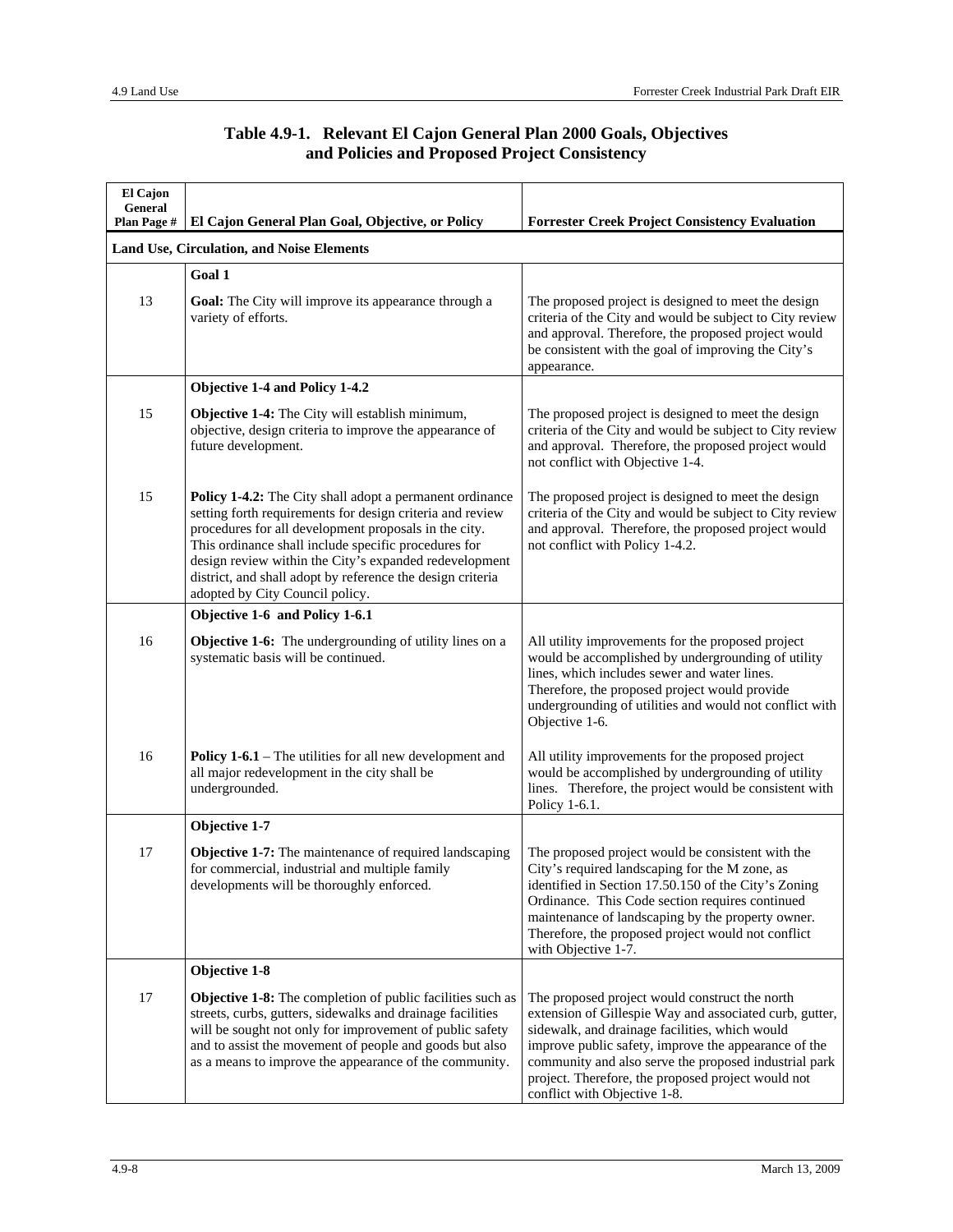**Table 4.9-1. Relevant El Cajon General Plan 2000 Goals, Objectives and Policies and Proposed Project Consistency**

| El Cajon General Plan Page # | El Cajon General Plan Goal, Objective, or Policy | Forrester Creek Project Consistency Evaluation |
|---|---|---|
| **Land Use, Circulation, and Noise Elements** | | |
| | **Goal 1** | |
| 13 | **Goal:** The City will improve its appearance through a variety of efforts. | The proposed project is designed to meet the design criteria of the City and would be subject to City review and approval. Therefore, the proposed project would be consistent with the goal of improving the City's appearance. |
| | **Objective 1-4 and Policy 1-4.2** | |
| 15 | **Objective 1-4:** The City will establish minimum, objective, design criteria to improve the appearance of future development. | The proposed project is designed to meet the design criteria of the City and would be subject to City review and approval. Therefore, the proposed project would not conflict with Objective 1-4. |
| 15 | **Policy 1-4.2:** The City shall adopt a permanent ordinance setting forth requirements for design criteria and review procedures for all development proposals in the city. This ordinance shall include specific procedures for design review within the City's expanded redevelopment district, and shall adopt by reference the design criteria adopted by City Council policy. | The proposed project is designed to meet the design criteria of the City and would be subject to City review and approval. Therefore, the proposed project would not conflict with Policy 1-4.2. |
| | **Objective 1-6 and Policy 1-6.1** | |
| 16 | **Objective 1-6:** The undergrounding of utility lines on a systematic basis will be continued. | All utility improvements for the proposed project would be accomplished by undergrounding of utility lines, which includes sewer and water lines. Therefore, the proposed project would provide undergrounding of utilities and would not conflict with Objective 1-6. |
| 16 | **Policy 1-6.1** – The utilities for all new development and all major redevelopment in the city shall be undergrounded. | All utility improvements for the proposed project would be accomplished by undergrounding of utility lines. Therefore, the project would be consistent with Policy 1-6.1. |
| | **Objective 1-7** | |
| 17 | **Objective 1-7:** The maintenance of required landscaping for commercial, industrial and multiple family developments will be thoroughly enforced. | The proposed project would be consistent with the City's required landscaping for the M zone, as identified in Section 17.50.150 of the City's Zoning Ordinance. This Code section requires continued maintenance of landscaping by the property owner. Therefore, the proposed project would not conflict with Objective 1-7. |
| | **Objective 1-8** | |
| 17 | **Objective 1-8:** The completion of public facilities such as streets, curbs, gutters, sidewalks and drainage facilities will be sought not only for improvement of public safety and to assist the movement of people and goods but also as a means to improve the appearance of the community. | The proposed project would construct the north extension of Gillespie Way and associated curb, gutter, sidewalk, and drainage facilities, which would improve public safety, improve the appearance of the community and also serve the proposed industrial park project. Therefore, the proposed project would not conflict with Objective 1-8. |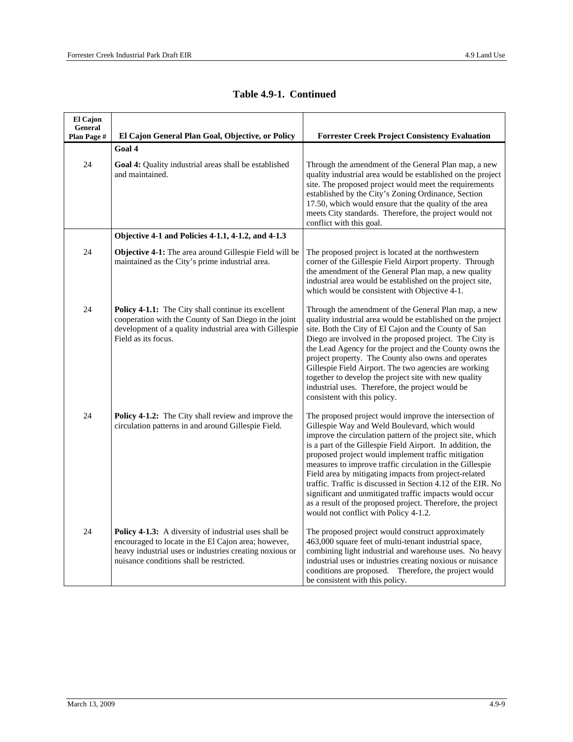**Table 4.9-1. Continued**

| El Cajon General Plan Page # | El Cajon General Plan Goal, Objective, or Policy | Forrester Creek Project Consistency Evaluation |
|---|---|---|
| | **Goal 4** | |
| 24 | **Goal 4:** Quality industrial areas shall be established and maintained. | Through the amendment of the General Plan map, a new quality industrial area would be established on the project site. The proposed project would meet the requirements established by the City's Zoning Ordinance, Section 17.50, which would ensure that the quality of the area meets City standards. Therefore, the project would not conflict with this goal. |
| | **Objective 4-1 and Policies 4-1.1, 4-1.2, and 4-1.3** | |
| 24 | **Objective 4-1:** The area around Gillespie Field will be maintained as the City's prime industrial area. | The proposed project is located at the northwestern corner of the Gillespie Field Airport property. Through the amendment of the General Plan map, a new quality industrial area would be established on the project site, which would be consistent with Objective 4-1. |
| 24 | **Policy 4-1.1:** The City shall continue its excellent cooperation with the County of San Diego in the joint development of a quality industrial area with Gillespie Field as its focus. | Through the amendment of the General Plan map, a new quality industrial area would be established on the project site. Both the City of El Cajon and the County of San Diego are involved in the proposed project. The City is the Lead Agency for the project and the County owns the project property. The County also owns and operates Gillespie Field Airport. The two agencies are working together to develop the project site with new quality industrial uses. Therefore, the project would be consistent with this policy. |
| 24 | **Policy 4-1.2:** The City shall review and improve the circulation patterns in and around Gillespie Field. | The proposed project would improve the intersection of Gillespie Way and Weld Boulevard, which would improve the circulation pattern of the project site, which is a part of the Gillespie Field Airport. In addition, the proposed project would implement traffic mitigation measures to improve traffic circulation in the Gillespie Field area by mitigating impacts from project-related traffic. Traffic is discussed in Section 4.12 of the EIR. No significant and unmitigated traffic impacts would occur as a result of the proposed project. Therefore, the project would not conflict with Policy 4-1.2. |
| 24 | **Policy 4-1.3:** A diversity of industrial uses shall be encouraged to locate in the El Cajon area; however, heavy industrial uses or industries creating noxious or nuisance conditions shall be restricted. | The proposed project would construct approximately 463,000 square feet of multi-tenant industrial space, combining light industrial and warehouse uses. No heavy industrial uses or industries creating noxious or nuisance conditions are proposed. Therefore, the project would be consistent with this policy. |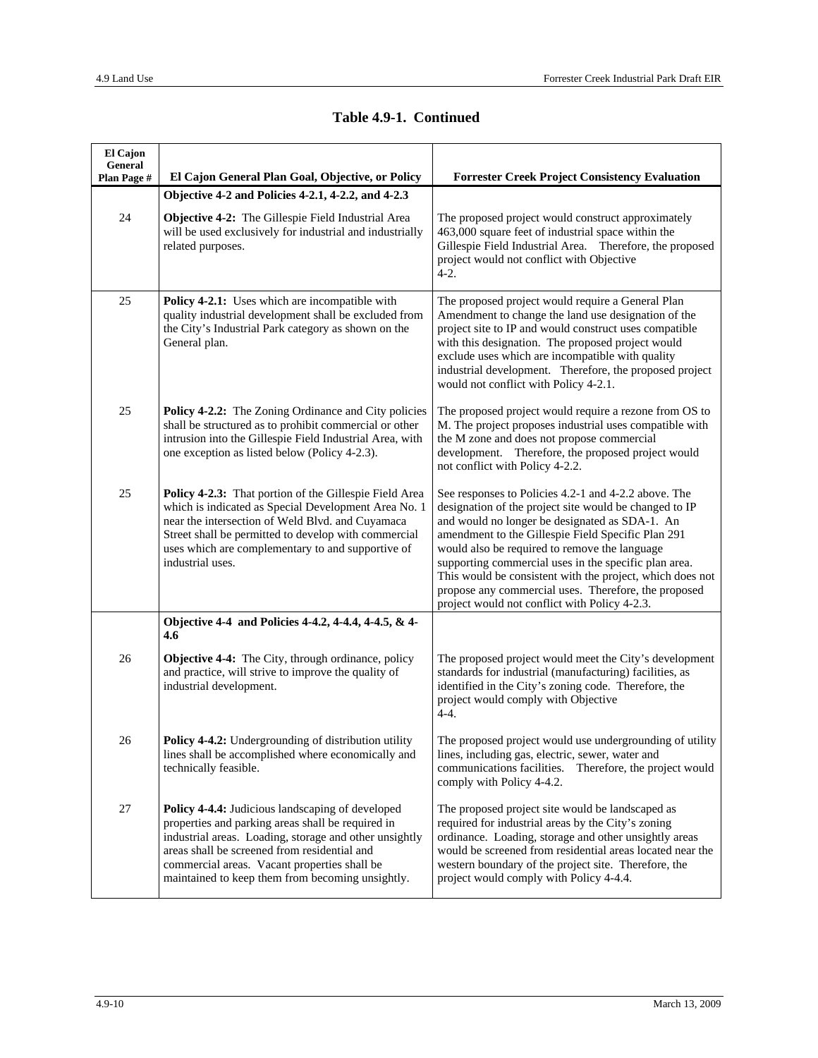**Table 4.9-1. Continued**

| El Cajon General Plan Page # | El Cajon General Plan Goal, Objective, or Policy | Forrester Creek Project Consistency Evaluation |
|---|---|---|
| | **Objective 4-2 and Policies 4-2.1, 4-2.2, and 4-2.3** | |
| 24 | **Objective 4-2:** The Gillespie Field Industrial Area will be used exclusively for industrial and industrially related purposes. | The proposed project would construct approximately 463,000 square feet of industrial space within the Gillespie Field Industrial Area. Therefore, the proposed project would not conflict with Objective 4-2. |
| 25 | **Policy 4-2.1:** Uses which are incompatible with quality industrial development shall be excluded from the City's Industrial Park category as shown on the General plan. | The proposed project would require a General Plan Amendment to change the land use designation of the project site to IP and would construct uses compatible with this designation. The proposed project would exclude uses which are incompatible with quality industrial development. Therefore, the proposed project would not conflict with Policy 4-2.1. |
| 25 | **Policy 4-2.2:** The Zoning Ordinance and City policies shall be structured as to prohibit commercial or other intrusion into the Gillespie Field Industrial Area, with one exception as listed below (Policy 4-2.3). | The proposed project would require a rezone from OS to M. The project proposes industrial uses compatible with the M zone and does not propose commercial development. Therefore, the proposed project would not conflict with Policy 4-2.2. |
| 25 | **Policy 4-2.3:** That portion of the Gillespie Field Area which is indicated as Special Development Area No. 1 near the intersection of Weld Blvd. and Cuyamaca Street shall be permitted to develop with commercial uses which are complementary to and supportive of industrial uses. | See responses to Policies 4.2-1 and 4-2.2 above. The designation of the project site would be changed to IP and would no longer be designated as SDA-1. An amendment to the Gillespie Field Specific Plan 291 would also be required to remove the language supporting commercial uses in the specific plan area. This would be consistent with the project, which does not propose any commercial uses. Therefore, the proposed project would not conflict with Policy 4-2.3. |
| | **Objective 4-4 and Policies 4-4.2, 4-4.4, 4-4.5, & 4-4.6** | |
| 26 | **Objective 4-4:** The City, through ordinance, policy and practice, will strive to improve the quality of industrial development. | The proposed project would meet the City's development standards for industrial (manufacturing) facilities, as identified in the City's zoning code. Therefore, the project would comply with Objective 4-4. |
| 26 | **Policy 4-4.2:** Undergrounding of distribution utility lines shall be accomplished where economically and technically feasible. | The proposed project would use undergrounding of utility lines, including gas, electric, sewer, water and communications facilities. Therefore, the project would comply with Policy 4-4.2. |
| 27 | **Policy 4-4.4:** Judicious landscaping of developed properties and parking areas shall be required in industrial areas. Loading, storage and other unsightly areas shall be screened from residential and commercial areas. Vacant properties shall be maintained to keep them from becoming unsightly. | The proposed project site would be landscaped as required for industrial areas by the City's zoning ordinance. Loading, storage and other unsightly areas would be screened from residential areas located near the western boundary of the project site. Therefore, the project would comply with Policy 4-4.4. |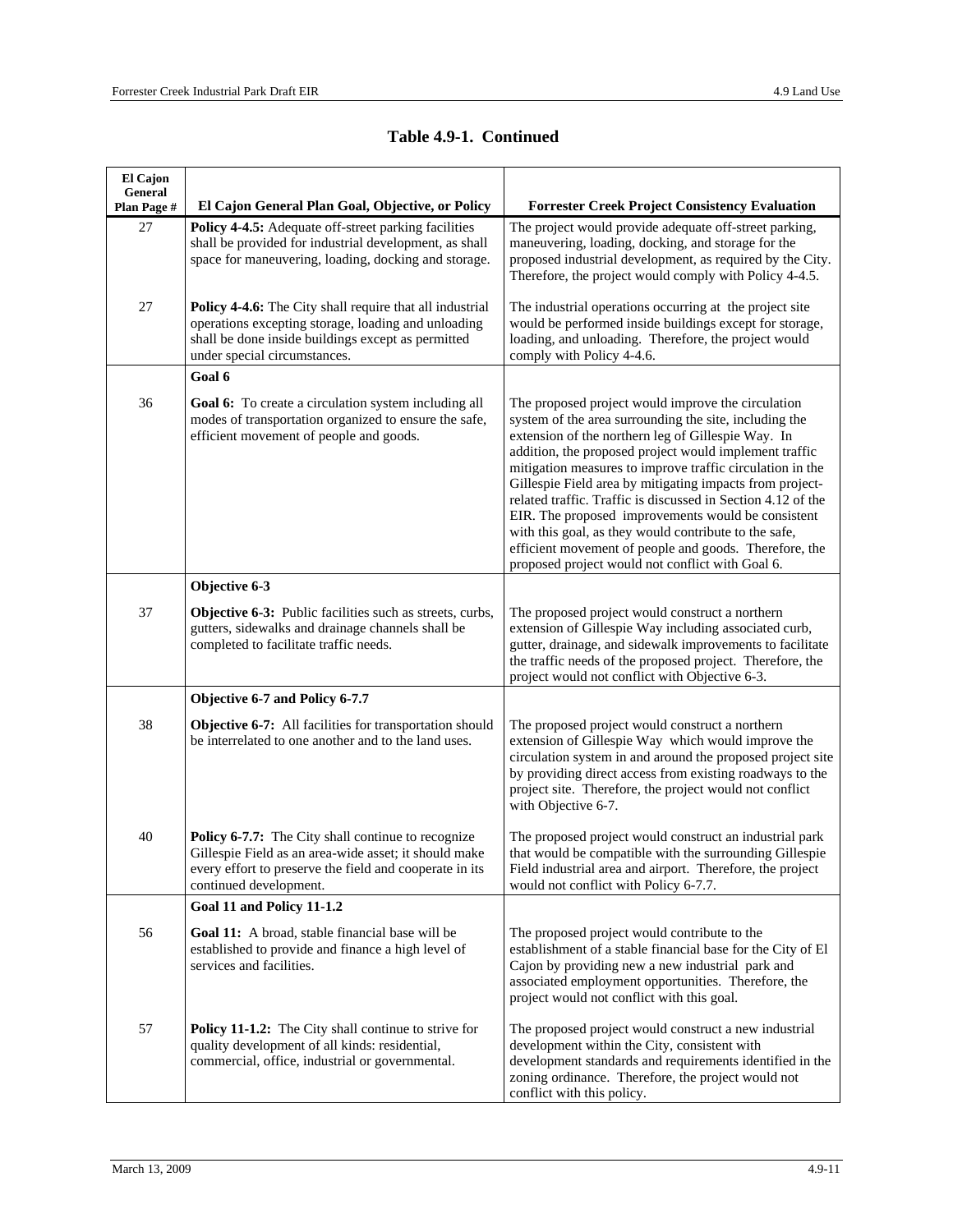**Table 4.9-1. Continued**

| El Cajon General Plan Page # | El Cajon General Plan Goal, Objective, or Policy | Forrester Creek Project Consistency Evaluation |
|---|---|---|
| 27 | **Policy 4-4.5:** Adequate off-street parking facilities shall be provided for industrial development, as shall space for maneuvering, loading, docking and storage. | The project would provide adequate off-street parking, maneuvering, loading, docking, and storage for the proposed industrial development, as required by the City. Therefore, the project would comply with Policy 4-4.5. |
| 27 | **Policy 4-4.6:** The City shall require that all industrial operations excepting storage, loading and unloading shall be done inside buildings except as permitted under special circumstances. | The industrial operations occurring at the project site would be performed inside buildings except for storage, loading, and unloading. Therefore, the project would comply with Policy 4-4.6. |
| | **Goal 6** | |
| 36 | **Goal 6:** To create a circulation system including all modes of transportation organized to ensure the safe, efficient movement of people and goods. | The proposed project would improve the circulation system of the area surrounding the site, including the extension of the northern leg of Gillespie Way. In addition, the proposed project would implement traffic mitigation measures to improve traffic circulation in the Gillespie Field area by mitigating impacts from project-related traffic. Traffic is discussed in Section 4.12 of the EIR. The proposed improvements would be consistent with this goal, as they would contribute to the safe, efficient movement of people and goods. Therefore, the proposed project would not conflict with Goal 6. |
| | **Objective 6-3** | |
| 37 | **Objective 6-3:** Public facilities such as streets, curbs, gutters, sidewalks and drainage channels shall be completed to facilitate traffic needs. | The proposed project would construct a northern extension of Gillespie Way including associated curb, gutter, drainage, and sidewalk improvements to facilitate the traffic needs of the proposed project. Therefore, the project would not conflict with Objective 6-3. |
| | **Objective 6-7 and Policy 6-7.7** | |
| 38 | **Objective 6-7:** All facilities for transportation should be interrelated to one another and to the land uses. | The proposed project would construct a northern extension of Gillespie Way which would improve the circulation system in and around the proposed project site by providing direct access from existing roadways to the project site. Therefore, the project would not conflict with Objective 6-7. |
| 40 | **Policy 6-7.7:** The City shall continue to recognize Gillespie Field as an area-wide asset; it should make every effort to preserve the field and cooperate in its continued development. | The proposed project would construct an industrial park that would be compatible with the surrounding Gillespie Field industrial area and airport. Therefore, the project would not conflict with Policy 6-7.7. |
| | **Goal 11 and Policy 11-1.2** | |
| 56 | **Goal 11:** A broad, stable financial base will be established to provide and finance a high level of services and facilities. | The proposed project would contribute to the establishment of a stable financial base for the City of El Cajon by providing new a new industrial park and associated employment opportunities. Therefore, the project would not conflict with this goal. |
| 57 | **Policy 11-1.2:** The City shall continue to strive for quality development of all kinds: residential, commercial, office, industrial or governmental. | The proposed project would construct a new industrial development within the City, consistent with development standards and requirements identified in the zoning ordinance. Therefore, the project would not conflict with this policy. |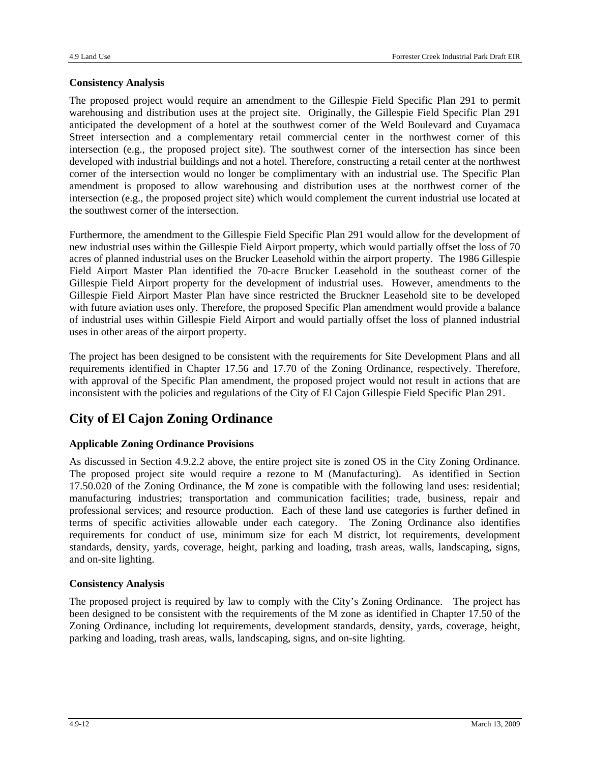**Consistency Analysis**

The proposed project would require an amendment to the Gillespie Field Specific Plan 291 to permit warehousing and distribution uses at the project site. Originally, the Gillespie Field Specific Plan 291 anticipated the development of a hotel at the southwest corner of the Weld Boulevard and Cuyamaca Street intersection and a complementary retail commercial center in the northwest corner of this intersection (e.g., the proposed project site). The southwest corner of the intersection has since been developed with industrial buildings and not a hotel. Therefore, constructing a retail center at the northwest corner of the intersection would no longer be complimentary with an industrial use. The Specific Plan amendment is proposed to allow warehousing and distribution uses at the northwest corner of the intersection (e.g., the proposed project site) which would complement the current industrial use located at the southwest corner of the intersection.

Furthermore, the amendment to the Gillespie Field Specific Plan 291 would allow for the development of new industrial uses within the Gillespie Field Airport property, which would partially offset the loss of 70 acres of planned industrial uses on the Brucker Leasehold within the airport property. The 1986 Gillespie Field Airport Master Plan identified the 70-acre Brucker Leasehold in the southeast corner of the Gillespie Field Airport property for the development of industrial uses. However, amendments to the Gillespie Field Airport Master Plan have since restricted the Bruckner Leasehold site to be developed with future aviation uses only. Therefore, the proposed Specific Plan amendment would provide a balance of industrial uses within Gillespie Field Airport and would partially offset the loss of planned industrial uses in other areas of the airport property.

The project has been designed to be consistent with the requirements for Site Development Plans and all requirements identified in Chapter 17.56 and 17.70 of the Zoning Ordinance, respectively. Therefore, with approval of the Specific Plan amendment, the proposed project would not result in actions that are inconsistent with the policies and regulations of the City of El Cajon Gillespie Field Specific Plan 291.

## City of El Cajon Zoning Ordinance

**Applicable Zoning Ordinance Provisions**

As discussed in Section 4.9.2.2 above, the entire project site is zoned OS in the City Zoning Ordinance. The proposed project site would require a rezone to M (Manufacturing). As identified in Section 17.50.020 of the Zoning Ordinance, the M zone is compatible with the following land uses: residential; manufacturing industries; transportation and communication facilities; trade, business, repair and professional services; and resource production. Each of these land use categories is further defined in terms of specific activities allowable under each category. The Zoning Ordinance also identifies requirements for conduct of use, minimum size for each M district, lot requirements, development standards, density, yards, coverage, height, parking and loading, trash areas, walls, landscaping, signs, and on-site lighting.

**Consistency Analysis**

The proposed project is required by law to comply with the City's Zoning Ordinance. The project has been designed to be consistent with the requirements of the M zone as identified in Chapter 17.50 of the Zoning Ordinance, including lot requirements, development standards, density, yards, coverage, height, parking and loading, trash areas, walls, landscaping, signs, and on-site lighting.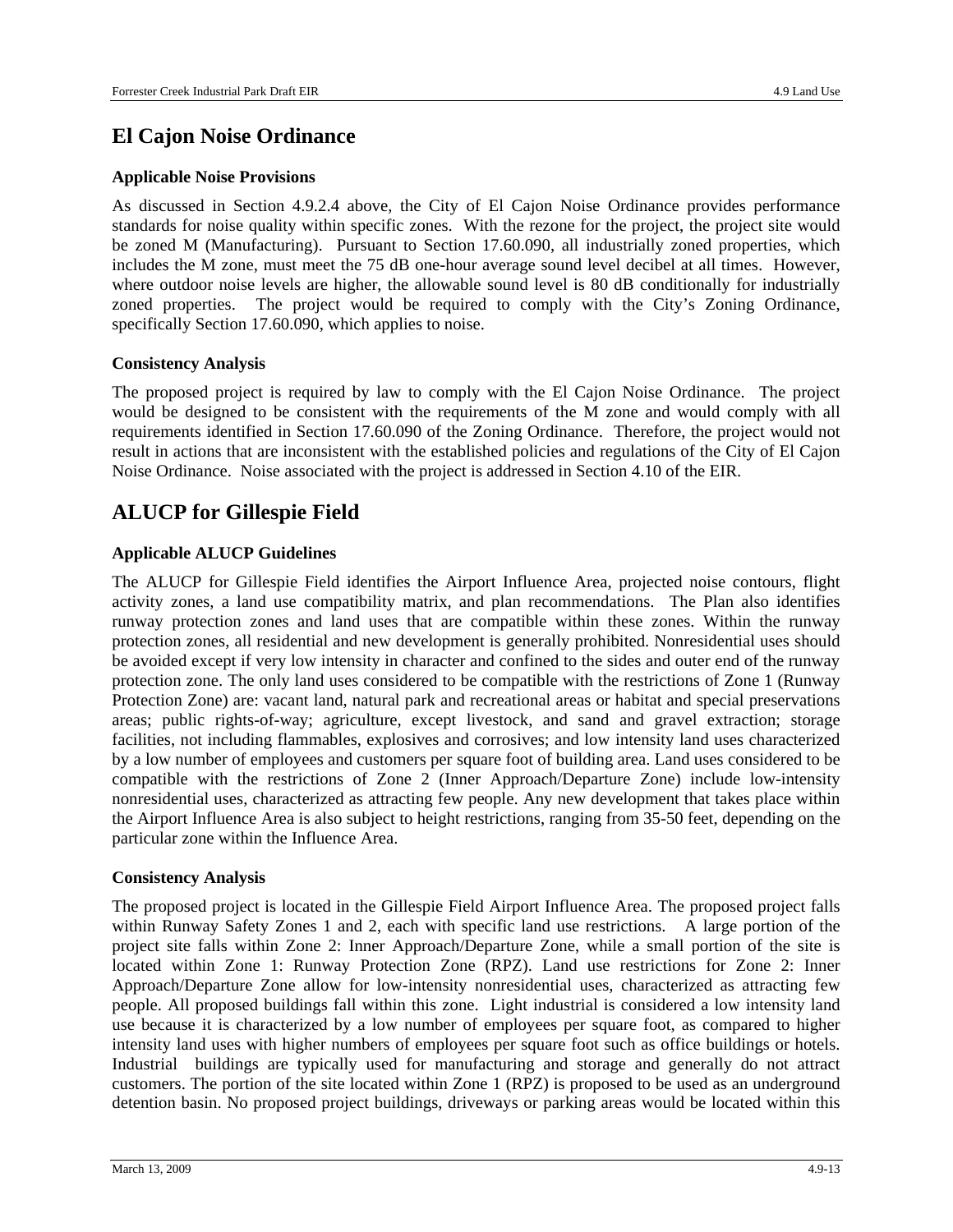## El Cajon Noise Ordinance

**Applicable Noise Provisions**

As discussed in Section 4.9.2.4 above, the City of El Cajon Noise Ordinance provides performance standards for noise quality within specific zones. With the rezone for the project, the project site would be zoned M (Manufacturing). Pursuant to Section 17.60.090, all industrially zoned properties, which includes the M zone, must meet the 75 dB one-hour average sound level decibel at all times. However, where outdoor noise levels are higher, the allowable sound level is 80 dB conditionally for industrially zoned properties. The project would be required to comply with the City's Zoning Ordinance, specifically Section 17.60.090, which applies to noise.

**Consistency Analysis**

The proposed project is required by law to comply with the El Cajon Noise Ordinance. The project would be designed to be consistent with the requirements of the M zone and would comply with all requirements identified in Section 17.60.090 of the Zoning Ordinance. Therefore, the project would not result in actions that are inconsistent with the established policies and regulations of the City of El Cajon Noise Ordinance. Noise associated with the project is addressed in Section 4.10 of the EIR.

## ALUCP for Gillespie Field

**Applicable ALUCP Guidelines**

The ALUCP for Gillespie Field identifies the Airport Influence Area, projected noise contours, flight activity zones, a land use compatibility matrix, and plan recommendations. The Plan also identifies runway protection zones and land uses that are compatible within these zones. Within the runway protection zones, all residential and new development is generally prohibited. Nonresidential uses should be avoided except if very low intensity in character and confined to the sides and outer end of the runway protection zone. The only land uses considered to be compatible with the restrictions of Zone 1 (Runway Protection Zone) are: vacant land, natural park and recreational areas or habitat and special preservations areas; public rights-of-way; agriculture, except livestock, and sand and gravel extraction; storage facilities, not including flammables, explosives and corrosives; and low intensity land uses characterized by a low number of employees and customers per square foot of building area. Land uses considered to be compatible with the restrictions of Zone 2 (Inner Approach/Departure Zone) include low-intensity nonresidential uses, characterized as attracting few people. Any new development that takes place within the Airport Influence Area is also subject to height restrictions, ranging from 35-50 feet, depending on the particular zone within the Influence Area.

**Consistency Analysis**

The proposed project is located in the Gillespie Field Airport Influence Area. The proposed project falls within Runway Safety Zones 1 and 2, each with specific land use restrictions. A large portion of the project site falls within Zone 2: Inner Approach/Departure Zone, while a small portion of the site is located within Zone 1: Runway Protection Zone (RPZ). Land use restrictions for Zone 2: Inner Approach/Departure Zone allow for low-intensity nonresidential uses, characterized as attracting few people. All proposed buildings fall within this zone. Light industrial is considered a low intensity land use because it is characterized by a low number of employees per square foot, as compared to higher intensity land uses with higher numbers of employees per square foot such as office buildings or hotels. Industrial buildings are typically used for manufacturing and storage and generally do not attract customers. The portion of the site located within Zone 1 (RPZ) is proposed to be used as an underground detention basin. No proposed project buildings, driveways or parking areas would be located within this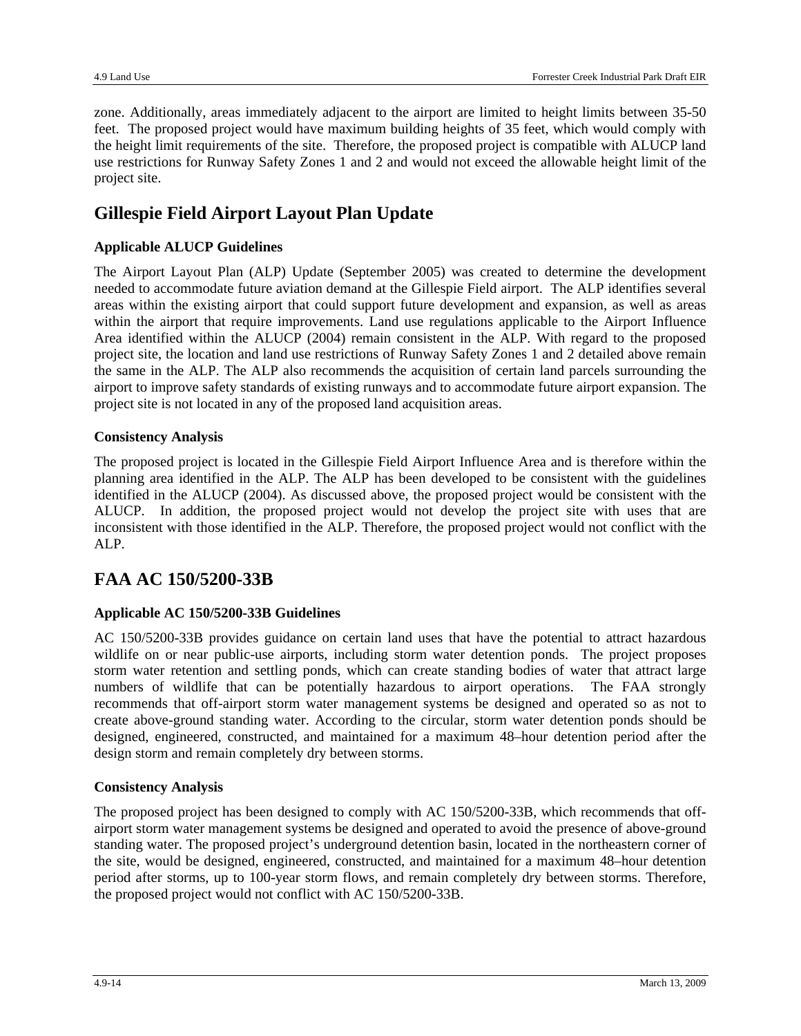zone. Additionally, areas immediately adjacent to the airport are limited to height limits between 35-50 feet. The proposed project would have maximum building heights of 35 feet, which would comply with the height limit requirements of the site. Therefore, the proposed project is compatible with ALUCP land use restrictions for Runway Safety Zones 1 and 2 and would not exceed the allowable height limit of the project site.

## Gillespie Field Airport Layout Plan Update

**Applicable ALUCP Guidelines**

The Airport Layout Plan (ALP) Update (September 2005) was created to determine the development needed to accommodate future aviation demand at the Gillespie Field airport. The ALP identifies several areas within the existing airport that could support future development and expansion, as well as areas within the airport that require improvements. Land use regulations applicable to the Airport Influence Area identified within the ALUCP (2004) remain consistent in the ALP. With regard to the proposed project site, the location and land use restrictions of Runway Safety Zones 1 and 2 detailed above remain the same in the ALP. The ALP also recommends the acquisition of certain land parcels surrounding the airport to improve safety standards of existing runways and to accommodate future airport expansion. The project site is not located in any of the proposed land acquisition areas.

**Consistency Analysis**

The proposed project is located in the Gillespie Field Airport Influence Area and is therefore within the planning area identified in the ALP. The ALP has been developed to be consistent with the guidelines identified in the ALUCP (2004). As discussed above, the proposed project would be consistent with the ALUCP. In addition, the proposed project would not develop the project site with uses that are inconsistent with those identified in the ALP. Therefore, the proposed project would not conflict with the ALP.

## FAA AC 150/5200-33B

**Applicable AC 150/5200-33B Guidelines**

AC 150/5200-33B provides guidance on certain land uses that have the potential to attract hazardous wildlife on or near public-use airports, including storm water detention ponds. The project proposes storm water retention and settling ponds, which can create standing bodies of water that attract large numbers of wildlife that can be potentially hazardous to airport operations. The FAA strongly recommends that off-airport storm water management systems be designed and operated so as not to create above-ground standing water. According to the circular, storm water detention ponds should be designed, engineered, constructed, and maintained for a maximum 48–hour detention period after the design storm and remain completely dry between storms.

**Consistency Analysis**

The proposed project has been designed to comply with AC 150/5200-33B, which recommends that off-airport storm water management systems be designed and operated to avoid the presence of above-ground standing water. The proposed project's underground detention basin, located in the northeastern corner of the site, would be designed, engineered, constructed, and maintained for a maximum 48–hour detention period after storms, up to 100-year storm flows, and remain completely dry between storms. Therefore, the proposed project would not conflict with AC 150/5200-33B.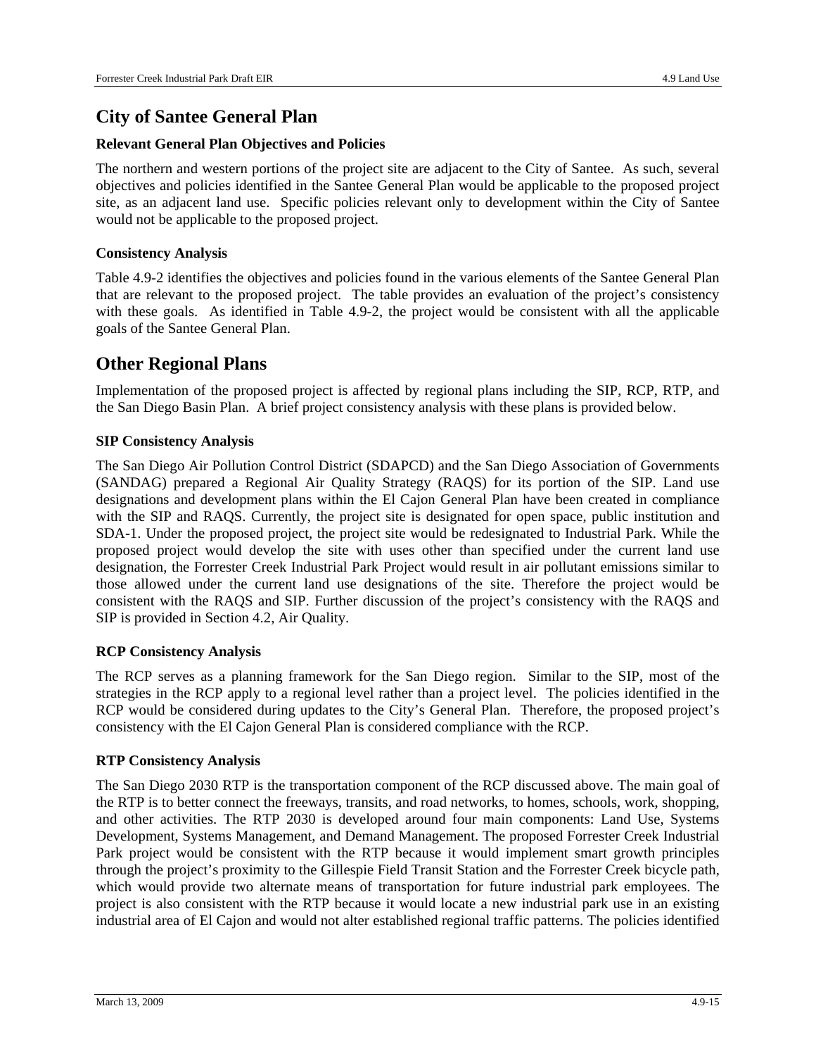## City of Santee General Plan

### Relevant General Plan Objectives and Policies

The northern and western portions of the project site are adjacent to the City of Santee. As such, several objectives and policies identified in the Santee General Plan would be applicable to the proposed project site, as an adjacent land use. Specific policies relevant only to development within the City of Santee would not be applicable to the proposed project.

### Consistency Analysis

Table 4.9-2 identifies the objectives and policies found in the various elements of the Santee General Plan that are relevant to the proposed project. The table provides an evaluation of the project's consistency with these goals. As identified in Table 4.9-2, the project would be consistent with all the applicable goals of the Santee General Plan.

## Other Regional Plans

Implementation of the proposed project is affected by regional plans including the SIP, RCP, RTP, and the San Diego Basin Plan. A brief project consistency analysis with these plans is provided below.

### SIP Consistency Analysis

The San Diego Air Pollution Control District (SDAPCD) and the San Diego Association of Governments (SANDAG) prepared a Regional Air Quality Strategy (RAQS) for its portion of the SIP. Land use designations and development plans within the El Cajon General Plan have been created in compliance with the SIP and RAQS. Currently, the project site is designated for open space, public institution and SDA-1. Under the proposed project, the project site would be redesignated to Industrial Park. While the proposed project would develop the site with uses other than specified under the current land use designation, the Forrester Creek Industrial Park Project would result in air pollutant emissions similar to those allowed under the current land use designations of the site. Therefore the project would be consistent with the RAQS and SIP. Further discussion of the project's consistency with the RAQS and SIP is provided in Section 4.2, Air Quality.

### RCP Consistency Analysis

The RCP serves as a planning framework for the San Diego region. Similar to the SIP, most of the strategies in the RCP apply to a regional level rather than a project level. The policies identified in the RCP would be considered during updates to the City's General Plan. Therefore, the proposed project's consistency with the El Cajon General Plan is considered compliance with the RCP.

### RTP Consistency Analysis

The San Diego 2030 RTP is the transportation component of the RCP discussed above. The main goal of the RTP is to better connect the freeways, transits, and road networks, to homes, schools, work, shopping, and other activities. The RTP 2030 is developed around four main components: Land Use, Systems Development, Systems Management, and Demand Management. The proposed Forrester Creek Industrial Park project would be consistent with the RTP because it would implement smart growth principles through the project's proximity to the Gillespie Field Transit Station and the Forrester Creek bicycle path, which would provide two alternate means of transportation for future industrial park employees. The project is also consistent with the RTP because it would locate a new industrial park use in an existing industrial area of El Cajon and would not alter established regional traffic patterns. The policies identified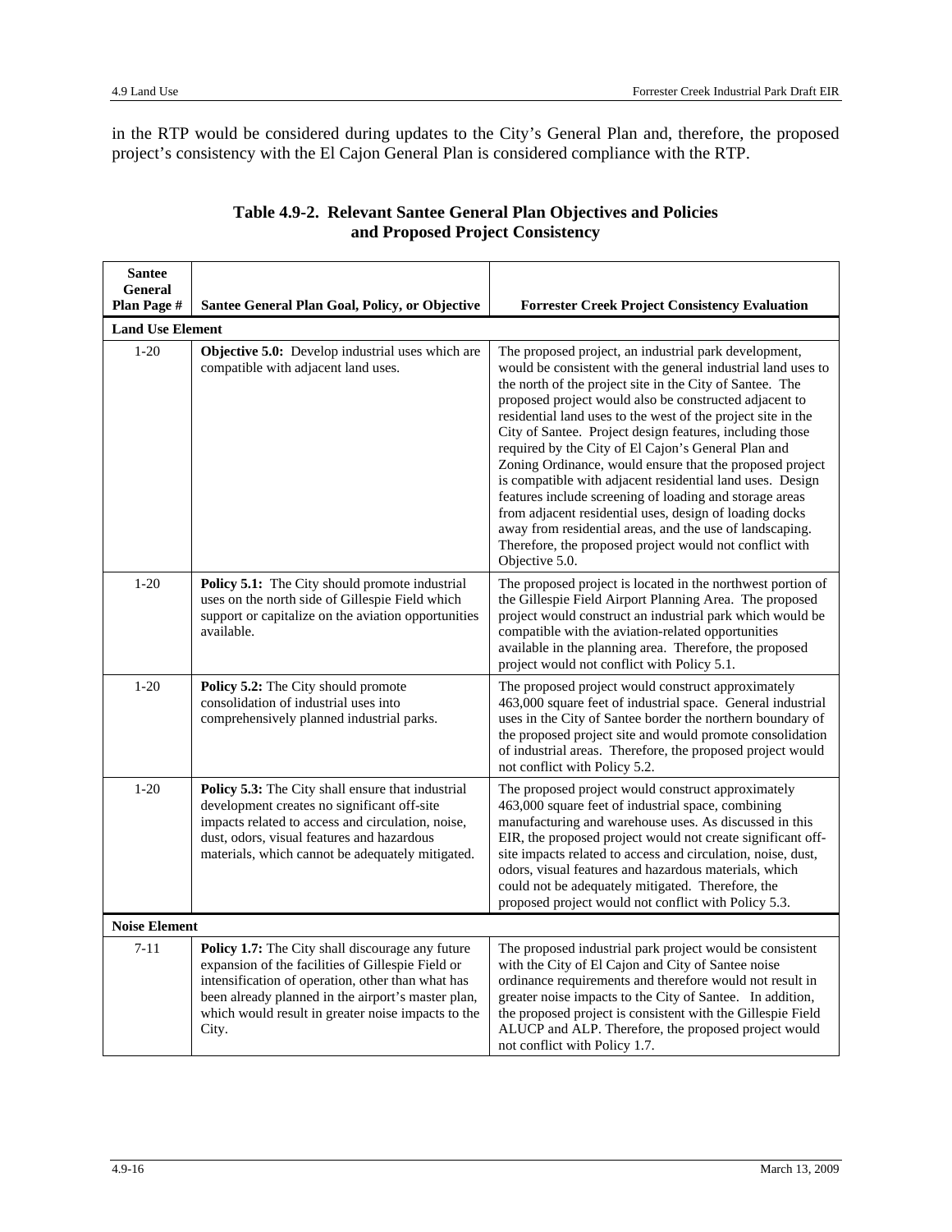in the RTP would be considered during updates to the City's General Plan and, therefore, the proposed project's consistency with the El Cajon General Plan is considered compliance with the RTP.

**Table 4.9-2. Relevant Santee General Plan Objectives and Policies and Proposed Project Consistency**

| Santee General Plan Page # | Santee General Plan Goal, Policy, or Objective | Forrester Creek Project Consistency Evaluation |
|---|---|---|
| **Land Use Element** | | |
| 1-20 | **Objective 5.0:** Develop industrial uses which are compatible with adjacent land uses. | The proposed project, an industrial park development, would be consistent with the general industrial land uses to the north of the project site in the City of Santee. The proposed project would also be constructed adjacent to residential land uses to the west of the project site in the City of Santee. Project design features, including those required by the City of El Cajon's General Plan and Zoning Ordinance, would ensure that the proposed project is compatible with adjacent residential land uses. Design features include screening of loading and storage areas from adjacent residential uses, design of loading docks away from residential areas, and the use of landscaping. Therefore, the proposed project would not conflict with Objective 5.0. |
| 1-20 | **Policy 5.1:** The City should promote industrial uses on the north side of Gillespie Field which support or capitalize on the aviation opportunities available. | The proposed project is located in the northwest portion of the Gillespie Field Airport Planning Area. The proposed project would construct an industrial park which would be compatible with the aviation-related opportunities available in the planning area. Therefore, the proposed project would not conflict with Policy 5.1. |
| 1-20 | **Policy 5.2:** The City should promote consolidation of industrial uses into comprehensively planned industrial parks. | The proposed project would construct approximately 463,000 square feet of industrial space. General industrial uses in the City of Santee border the northern boundary of the proposed project site and would promote consolidation of industrial areas. Therefore, the proposed project would not conflict with Policy 5.2. |
| 1-20 | **Policy 5.3:** The City shall ensure that industrial development creates no significant off-site impacts related to access and circulation, noise, dust, odors, visual features and hazardous materials, which cannot be adequately mitigated. | The proposed project would construct approximately 463,000 square feet of industrial space, combining manufacturing and warehouse uses. As discussed in this EIR, the proposed project would not create significant off-site impacts related to access and circulation, noise, dust, odors, visual features and hazardous materials, which could not be adequately mitigated. Therefore, the proposed project would not conflict with Policy 5.3. |
| **Noise Element** | | |
| 7-11 | **Policy 1.7:** The City shall discourage any future expansion of the facilities of Gillespie Field or intensification of operation, other than what has been already planned in the airport's master plan, which would result in greater noise impacts to the City. | The proposed industrial park project would be consistent with the City of El Cajon and City of Santee noise ordinance requirements and therefore would not result in greater noise impacts to the City of Santee. In addition, the proposed project is consistent with the Gillespie Field ALUCP and ALP. Therefore, the proposed project would not conflict with Policy 1.7. |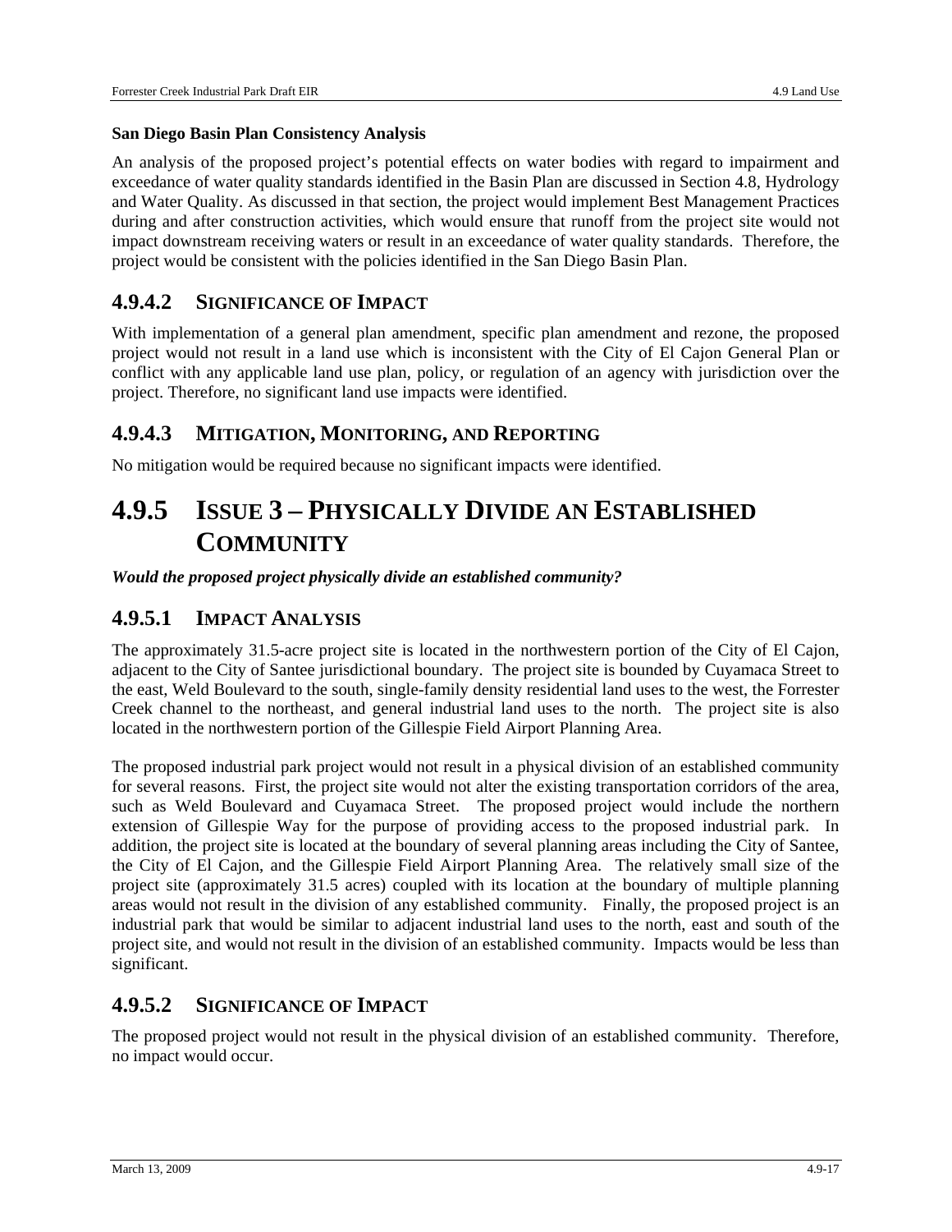**San Diego Basin Plan Consistency Analysis**

An analysis of the proposed project's potential effects on water bodies with regard to impairment and exceedance of water quality standards identified in the Basin Plan are discussed in Section 4.8, Hydrology and Water Quality. As discussed in that section, the project would implement Best Management Practices during and after construction activities, which would ensure that runoff from the project site would not impact downstream receiving waters or result in an exceedance of water quality standards. Therefore, the project would be consistent with the policies identified in the San Diego Basin Plan.

### 4.9.4.2 SIGNIFICANCE OF IMPACT

With implementation of a general plan amendment, specific plan amendment and rezone, the proposed project would not result in a land use which is inconsistent with the City of El Cajon General Plan or conflict with any applicable land use plan, policy, or regulation of an agency with jurisdiction over the project. Therefore, no significant land use impacts were identified.

### 4.9.4.3 MITIGATION, MONITORING, AND REPORTING

No mitigation would be required because no significant impacts were identified.

## 4.9.5 ISSUE 3 – PHYSICALLY DIVIDE AN ESTABLISHED COMMUNITY

***Would the proposed project physically divide an established community?***

### 4.9.5.1 IMPACT ANALYSIS

The approximately 31.5-acre project site is located in the northwestern portion of the City of El Cajon, adjacent to the City of Santee jurisdictional boundary. The project site is bounded by Cuyamaca Street to the east, Weld Boulevard to the south, single-family density residential land uses to the west, the Forrester Creek channel to the northeast, and general industrial land uses to the north. The project site is also located in the northwestern portion of the Gillespie Field Airport Planning Area.

The proposed industrial park project would not result in a physical division of an established community for several reasons. First, the project site would not alter the existing transportation corridors of the area, such as Weld Boulevard and Cuyamaca Street. The proposed project would include the northern extension of Gillespie Way for the purpose of providing access to the proposed industrial park. In addition, the project site is located at the boundary of several planning areas including the City of Santee, the City of El Cajon, and the Gillespie Field Airport Planning Area. The relatively small size of the project site (approximately 31.5 acres) coupled with its location at the boundary of multiple planning areas would not result in the division of any established community. Finally, the proposed project is an industrial park that would be similar to adjacent industrial land uses to the north, east and south of the project site, and would not result in the division of an established community. Impacts would be less than significant.

### 4.9.5.2 SIGNIFICANCE OF IMPACT

The proposed project would not result in the physical division of an established community. Therefore, no impact would occur.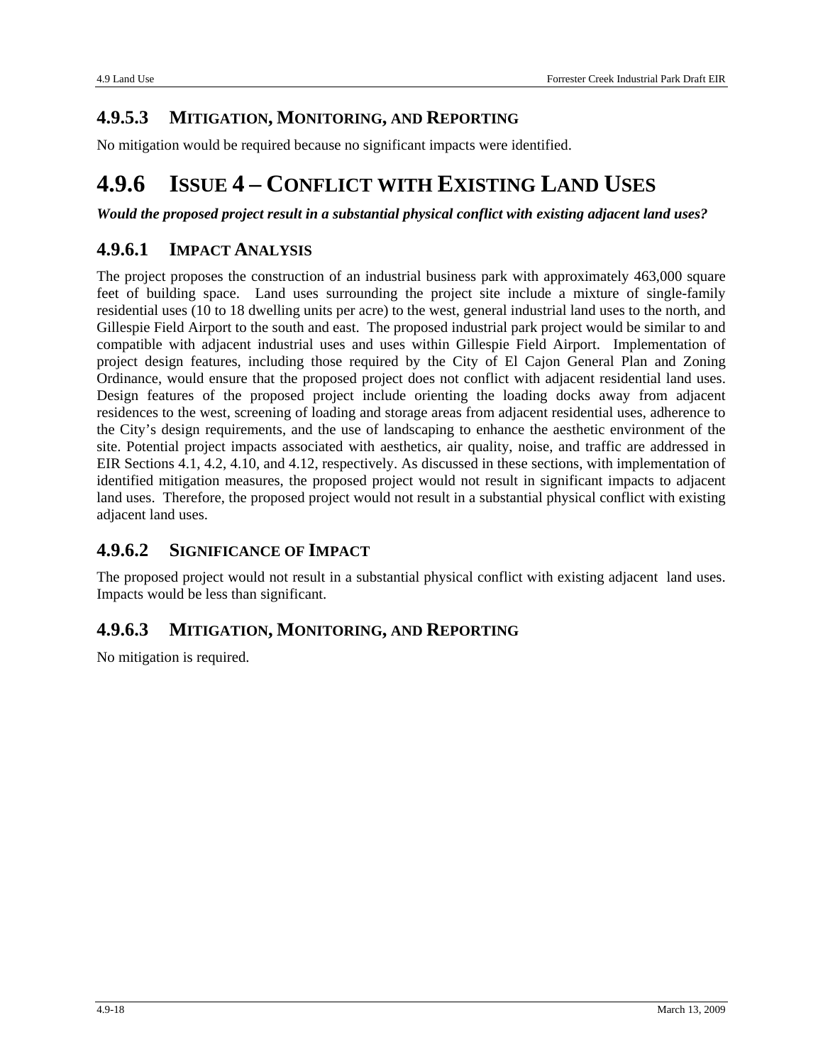### 4.9.5.3 MITIGATION, MONITORING, AND REPORTING

No mitigation would be required because no significant impacts were identified.

## 4.9.6 ISSUE 4 – CONFLICT WITH EXISTING LAND USES

***Would the proposed project result in a substantial physical conflict with existing adjacent land uses?***

### 4.9.6.1 IMPACT ANALYSIS

The project proposes the construction of an industrial business park with approximately 463,000 square feet of building space. Land uses surrounding the project site include a mixture of single-family residential uses (10 to 18 dwelling units per acre) to the west, general industrial land uses to the north, and Gillespie Field Airport to the south and east. The proposed industrial park project would be similar to and compatible with adjacent industrial uses and uses within Gillespie Field Airport. Implementation of project design features, including those required by the City of El Cajon General Plan and Zoning Ordinance, would ensure that the proposed project does not conflict with adjacent residential land uses. Design features of the proposed project include orienting the loading docks away from adjacent residences to the west, screening of loading and storage areas from adjacent residential uses, adherence to the City's design requirements, and the use of landscaping to enhance the aesthetic environment of the site. Potential project impacts associated with aesthetics, air quality, noise, and traffic are addressed in EIR Sections 4.1, 4.2, 4.10, and 4.12, respectively. As discussed in these sections, with implementation of identified mitigation measures, the proposed project would not result in significant impacts to adjacent land uses. Therefore, the proposed project would not result in a substantial physical conflict with existing adjacent land uses.

### 4.9.6.2 SIGNIFICANCE OF IMPACT

The proposed project would not result in a substantial physical conflict with existing adjacent land uses. Impacts would be less than significant.

### 4.9.6.3 MITIGATION, MONITORING, AND REPORTING

No mitigation is required.